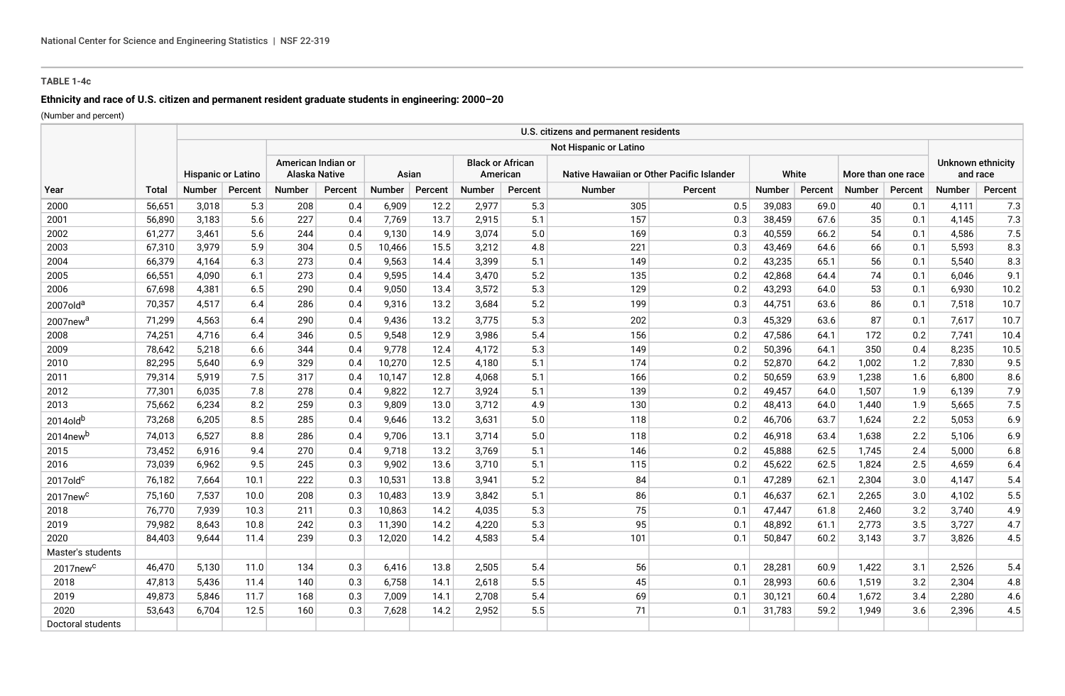**TABLE 1-4c**

**Ethnicity and race of U.S. citizen and permanent resident graduate students in engineering: 2000–20**

(Number and percent)

| Year | Total | U.S. citizens and permanent residents | | | | | | | | | | | | | | | | | |
|---|---|---|---|---|---|---|---|---|---|---|---|---|---|---|---|---|---|---|---|
| | | | | Not Hispanic or Latino | | | | | | | | | | | | | | | |
| | | Hispanic or Latino | | American Indian or Alaska Native | | Asian | | Black or African American | | Native Hawaiian or Other Pacific Islander | | White | | More than one race | | Unknown ethnicity and race | | | |
| | | Number | Percent | Number | Percent | Number | Percent | Number | Percent | Number | Percent | Number | Percent | Number | Percent | Number | Percent | | |
| 2000 | 56,651 | 3,018 | 5.3 | 208 | 0.4 | 6,909 | 12.2 | 2,977 | 5.3 | 305 | 0.5 | 39,083 | 69.0 | 40 | 0.1 | 4,111 | 7.3 | | |
| 2001 | 56,890 | 3,183 | 5.6 | 227 | 0.4 | 7,769 | 13.7 | 2,915 | 5.1 | 157 | 0.3 | 38,459 | 67.6 | 35 | 0.1 | 4,145 | 7.3 | | |
| 2002 | 61,277 | 3,461 | 5.6 | 244 | 0.4 | 9,130 | 14.9 | 3,074 | 5.0 | 169 | 0.3 | 40,559 | 66.2 | 54 | 0.1 | 4,586 | 7.5 | | |
| 2003 | 67,310 | 3,979 | 5.9 | 304 | 0.5 | 10,466 | 15.5 | 3,212 | 4.8 | 221 | 0.3 | 43,469 | 64.6 | 66 | 0.1 | 5,593 | 8.3 | | |
| 2004 | 66,379 | 4,164 | 6.3 | 273 | 0.4 | 9,563 | 14.4 | 3,399 | 5.1 | 149 | 0.2 | 43,235 | 65.1 | 56 | 0.1 | 5,540 | 8.3 | | |
| 2005 | 66,551 | 4,090 | 6.1 | 273 | 0.4 | 9,595 | 14.4 | 3,470 | 5.2 | 135 | 0.2 | 42,868 | 64.4 | 74 | 0.1 | 6,046 | 9.1 | | |
| 2006 | 67,698 | 4,381 | 6.5 | 290 | 0.4 | 9,050 | 13.4 | 3,572 | 5.3 | 129 | 0.2 | 43,293 | 64.0 | 53 | 0.1 | 6,930 | 10.2 | | |
| 2007old[a] | 70,357 | 4,517 | 6.4 | 286 | 0.4 | 9,316 | 13.2 | 3,684 | 5.2 | 199 | 0.3 | 44,751 | 63.6 | 86 | 0.1 | 7,518 | 10.7 | | |
| 2007new[a] | 71,299 | 4,563 | 6.4 | 290 | 0.4 | 9,436 | 13.2 | 3,775 | 5.3 | 202 | 0.3 | 45,329 | 63.6 | 87 | 0.1 | 7,617 | 10.7 | | |
| 2008 | 74,251 | 4,716 | 6.4 | 346 | 0.5 | 9,548 | 12.9 | 3,986 | 5.4 | 156 | 0.2 | 47,586 | 64.1 | 172 | 0.2 | 7,741 | 10.4 | | |
| 2009 | 78,642 | 5,218 | 6.6 | 344 | 0.4 | 9,778 | 12.4 | 4,172 | 5.3 | 149 | 0.2 | 50,396 | 64.1 | 350 | 0.4 | 8,235 | 10.5 | | |
| 2010 | 82,295 | 5,640 | 6.9 | 329 | 0.4 | 10,270 | 12.5 | 4,180 | 5.1 | 174 | 0.2 | 52,870 | 64.2 | 1,002 | 1.2 | 7,830 | 9.5 | | |
| 2011 | 79,314 | 5,919 | 7.5 | 317 | 0.4 | 10,147 | 12.8 | 4,068 | 5.1 | 166 | 0.2 | 50,659 | 63.9 | 1,238 | 1.6 | 6,800 | 8.6 | | |
| 2012 | 77,301 | 6,035 | 7.8 | 278 | 0.4 | 9,822 | 12.7 | 3,924 | 5.1 | 139 | 0.2 | 49,457 | 64.0 | 1,507 | 1.9 | 6,139 | 7.9 | | |
| 2013 | 75,662 | 6,234 | 8.2 | 259 | 0.3 | 9,809 | 13.0 | 3,712 | 4.9 | 130 | 0.2 | 48,413 | 64.0 | 1,440 | 1.9 | 5,665 | 7.5 | | |
| 2014old[b] | 73,268 | 6,205 | 8.5 | 285 | 0.4 | 9,646 | 13.2 | 3,631 | 5.0 | 118 | 0.2 | 46,706 | 63.7 | 1,624 | 2.2 | 5,053 | 6.9 | | |
| 2014new[b] | 74,013 | 6,527 | 8.8 | 286 | 0.4 | 9,706 | 13.1 | 3,714 | 5.0 | 118 | 0.2 | 46,918 | 63.4 | 1,638 | 2.2 | 5,106 | 6.9 | | |
| 2015 | 73,452 | 6,916 | 9.4 | 270 | 0.4 | 9,718 | 13.2 | 3,769 | 5.1 | 146 | 0.2 | 45,888 | 62.5 | 1,745 | 2.4 | 5,000 | 6.8 | | |
| 2016 | 73,039 | 6,962 | 9.5 | 245 | 0.3 | 9,902 | 13.6 | 3,710 | 5.1 | 115 | 0.2 | 45,622 | 62.5 | 1,824 | 2.5 | 4,659 | 6.4 | | |
| 2017old[c] | 76,182 | 7,664 | 10.1 | 222 | 0.3 | 10,531 | 13.8 | 3,941 | 5.2 | 84 | 0.1 | 47,289 | 62.1 | 2,304 | 3.0 | 4,147 | 5.4 | | |
| 2017new[c] | 75,160 | 7,537 | 10.0 | 208 | 0.3 | 10,483 | 13.9 | 3,842 | 5.1 | 86 | 0.1 | 46,637 | 62.1 | 2,265 | 3.0 | 4,102 | 5.5 | | |
| 2018 | 76,770 | 7,939 | 10.3 | 211 | 0.3 | 10,863 | 14.2 | 4,035 | 5.3 | 75 | 0.1 | 47,447 | 61.8 | 2,460 | 3.2 | 3,740 | 4.9 | | |
| 2019 | 79,982 | 8,643 | 10.8 | 242 | 0.3 | 11,390 | 14.2 | 4,220 | 5.3 | 95 | 0.1 | 48,892 | 61.1 | 2,773 | 3.5 | 3,727 | 4.7 | | |
| 2020 | 84,403 | 9,644 | 11.4 | 239 | 0.3 | 12,020 | 14.2 | 4,583 | 5.4 | 101 | 0.1 | 50,847 | 60.2 | 3,143 | 3.7 | 3,826 | 4.5 | | |
| Master's students | | | | | | | | | | | | | | | | | | | |
| 2017new[c] | 46,470 | 5,130 | 11.0 | 134 | 0.3 | 6,416 | 13.8 | 2,505 | 5.4 | 56 | 0.1 | 28,281 | 60.9 | 1,422 | 3.1 | 2,526 | 5.4 | | |
| 2018 | 47,813 | 5,436 | 11.4 | 140 | 0.3 | 6,758 | 14.1 | 2,618 | 5.5 | 45 | 0.1 | 28,993 | 60.6 | 1,519 | 3.2 | 2,304 | 4.8 | | |
| 2019 | 49,873 | 5,846 | 11.7 | 168 | 0.3 | 7,009 | 14.1 | 2,708 | 5.4 | 69 | 0.1 | 30,121 | 60.4 | 1,672 | 3.4 | 2,280 | 4.6 | | |
| 2020 | 53,643 | 6,704 | 12.5 | 160 | 0.3 | 7,628 | 14.2 | 2,952 | 5.5 | 71 | 0.1 | 31,783 | 59.2 | 1,949 | 3.6 | 2,396 | 4.5 | | |
| Doctoral students | | | | | | | | | | | | | | | | | | | |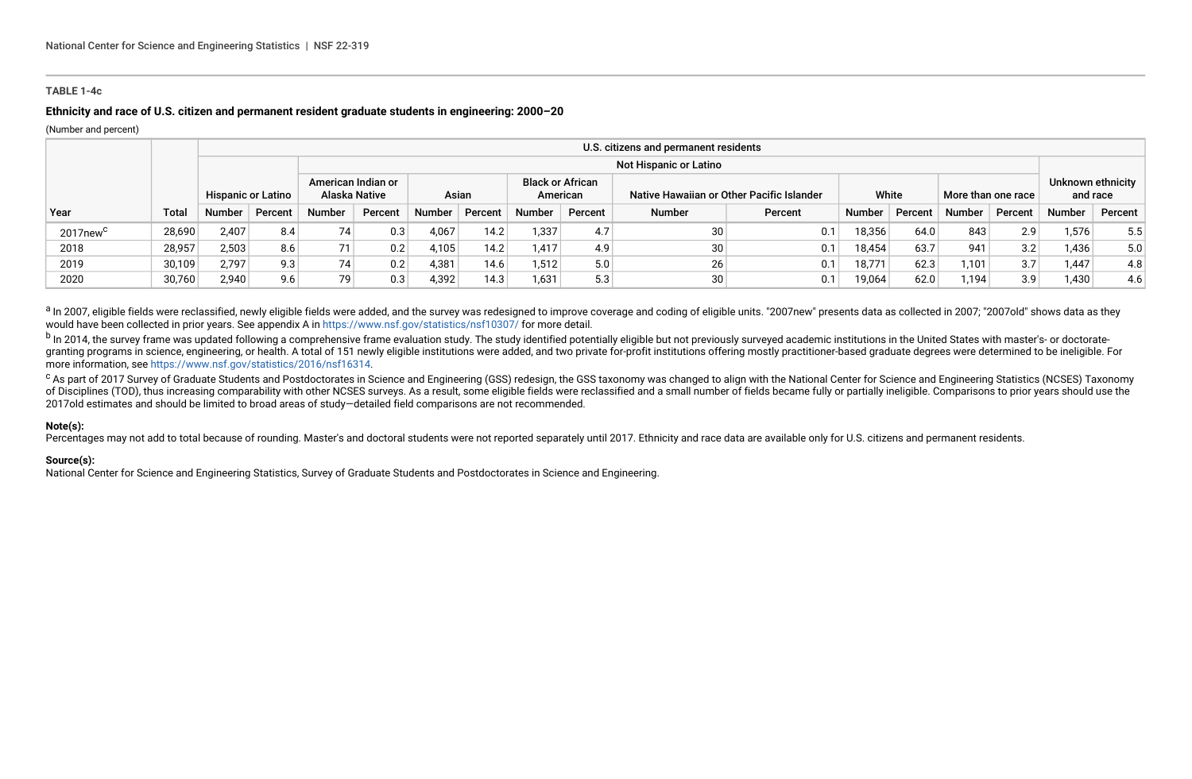**TABLE 1-4c**

**Ethnicity and race of U.S. citizen and permanent resident graduate students in engineering: 2000–20**

(Number and percent)

| Year | Total | U.S. citizens and permanent residents | | | | | | | | | | | | | | | | | |
|---|---|---|---|---|---|---|---|---|---|---|---|---|---|---|---|---|---|---|---|
| | | Hispanic or Latino | | Not Hispanic or Latino | | | | | | | | | | | | | | Unknown ethnicity and race | |
| | | | | American Indian or Alaska Native | | Asian | | Black or African American | | Native Hawaiian or Other Pacific Islander | | White | | More than one race | | | | | |
| | | Number | Percent | Number | Percent | Number | Percent | Number | Percent | Number | Percent | Number | Percent | Number | Percent | | | Number | Percent |
| 2017new[c] | 28,690 | 2,407 | 8.4 | 74 | 0.3 | 4,067 | 14.2 | 1,337 | 4.7 | 30 | 0.1 | 18,356 | 64.0 | 843 | 2.9 | | | 1,576 | 5.5 |
| 2018 | 28,957 | 2,503 | 8.6 | 71 | 0.2 | 4,105 | 14.2 | 1,417 | 4.9 | 30 | 0.1 | 18,454 | 63.7 | 941 | 3.2 | | | 1,436 | 5.0 |
| 2019 | 30,109 | 2,797 | 9.3 | 74 | 0.2 | 4,381 | 14.6 | 1,512 | 5.0 | 26 | 0.1 | 18,771 | 62.3 | 1,101 | 3.7 | | | 1,447 | 4.8 |
| 2020 | 30,760 | 2,940 | 9.6 | 79 | 0.3 | 4,392 | 14.3 | 1,631 | 5.3 | 30 | 0.1 | 19,064 | 62.0 | 1,194 | 3.9 | | | 1,430 | 4.6 |

[a] In 2007, eligible fields were reclassified, newly eligible fields were added, and the survey was redesigned to improve coverage and coding of eligible units. "2007new" presents data as collected in 2007; "2007old" shows data as they would have been collected in prior years. See appendix A in https://www.nsf.gov/statistics/nsf10307/ for more detail.

[b] In 2014, the survey frame was updated following a comprehensive frame evaluation study. The study identified potentially eligible but not previously surveyed academic institutions in the United States with master's- or doctorate-granting programs in science, engineering, or health. A total of 151 newly eligible institutions were added, and two private for-profit institutions offering mostly practitioner-based graduate degrees were determined to be ineligible. For more information, see https://www.nsf.gov/statistics/2016/nsf16314.

[c] As part of 2017 Survey of Graduate Students and Postdoctorates in Science and Engineering (GSS) redesign, the GSS taxonomy was changed to align with the National Center for Science and Engineering Statistics (NCSES) Taxonomy of Disciplines (TOD), thus increasing comparability with other NCSES surveys. As a result, some eligible fields were reclassified and a small number of fields became fully or partially ineligible. Comparisons to prior years should use the 2017old estimates and should be limited to broad areas of study—detailed field comparisons are not recommended.

**Note(s):**

Percentages may not add to total because of rounding. Master's and doctoral students were not reported separately until 2017. Ethnicity and race data are available only for U.S. citizens and permanent residents.

**Source(s):**

National Center for Science and Engineering Statistics, Survey of Graduate Students and Postdoctorates in Science and Engineering.